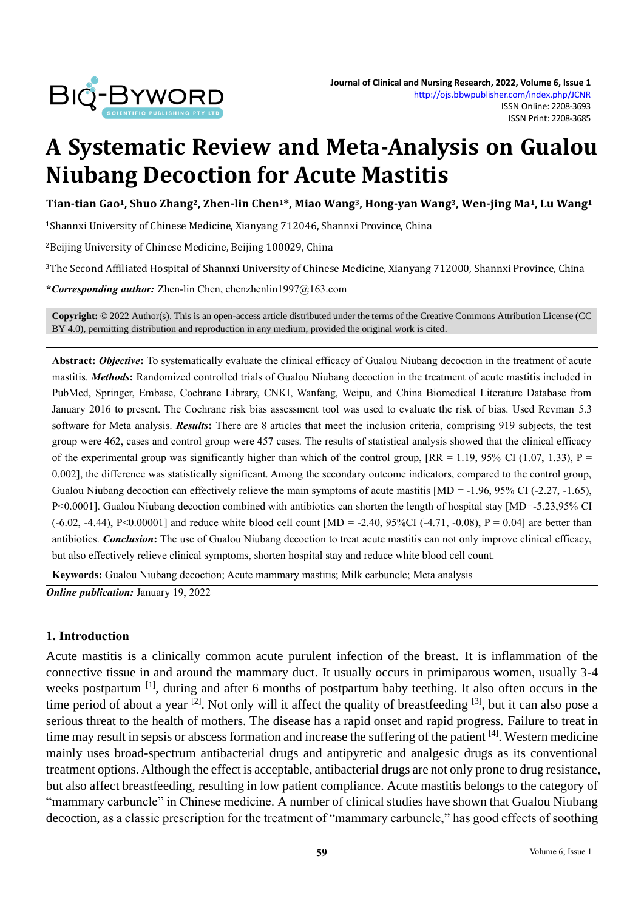# A Systematic Review and Meta-Analysis on Gualou Niubang Decoction for Acute Mastitis

**Tian-tian Gao[1], Shuo Zhang[2], Zhen-lin Chen[1]*, Miao Wang[3], Hong-yan Wang[3], Wen-jing Ma[1], Lu Wang[1]**

[1]Shannxi University of Chinese Medicine, Xianyang 712046, Shannxi Province, China

[2]Beijing University of Chinese Medicine, Beijing 100029, China

[3]The Second Affiliated Hospital of Shannxi University of Chinese Medicine, Xianyang 712000, Shannxi Province, China

***Corresponding author:*** Zhen-lin Chen, chenzhenlin1997@163.com

**Copyright:** © 2022 Author(s). This is an open-access article distributed under the terms of the Creative Commons Attribution License (CC BY 4.0), permitting distribution and reproduction in any medium, provided the original work is cited.

**Abstract:** ***Objective*:** To systematically evaluate the clinical efficacy of Gualou Niubang decoction in the treatment of acute mastitis. ***Methods*:** Randomized controlled trials of Gualou Niubang decoction in the treatment of acute mastitis included in PubMed, Springer, Embase, Cochrane Library, CNKI, Wanfang, Weipu, and China Biomedical Literature Database from January 2016 to present. The Cochrane risk bias assessment tool was used to evaluate the risk of bias. Used Revman 5.3 software for Meta analysis. ***Results*:** There are 8 articles that meet the inclusion criteria, comprising 919 subjects, the test group were 462, cases and control group were 457 cases. The results of statistical analysis showed that the clinical efficacy of the experimental group was significantly higher than which of the control group, [RR = 1.19, 95% CI (1.07, 1.33), P = 0.002], the difference was statistically significant. Among the secondary outcome indicators, compared to the control group, Gualou Niubang decoction can effectively relieve the main symptoms of acute mastitis [MD = -1.96, 95% CI (-2.27, -1.65), P<0.0001]. Gualou Niubang decoction combined with antibiotics can shorten the length of hospital stay [MD=-5.23,95% CI (-6.02, -4.44), P<0.00001] and reduce white blood cell count [MD = -2.40, 95%CI (-4.71, -0.08), P = 0.04] are better than antibiotics. ***Conclusion*:** The use of Gualou Niubang decoction to treat acute mastitis can not only improve clinical efficacy, but also effectively relieve clinical symptoms, shorten hospital stay and reduce white blood cell count.

**Keywords:** Gualou Niubang decoction; Acute mammary mastitis; Milk carbuncle; Meta analysis

***Online publication:*** January 19, 2022

## 1. Introduction

Acute mastitis is a clinically common acute purulent infection of the breast. It is inflammation of the connective tissue in and around the mammary duct. It usually occurs in primiparous women, usually 3-4 weeks postpartum [1], during and after 6 months of postpartum baby teething. It also often occurs in the time period of about a year [2]. Not only will it affect the quality of breastfeeding [3], but it can also pose a serious threat to the health of mothers. The disease has a rapid onset and rapid progress. Failure to treat in time may result in sepsis or abscess formation and increase the suffering of the patient [4]. Western medicine mainly uses broad-spectrum antibacterial drugs and antipyretic and analgesic drugs as its conventional treatment options. Although the effect is acceptable, antibacterial drugs are not only prone to drug resistance, but also affect breastfeeding, resulting in low patient compliance. Acute mastitis belongs to the category of "mammary carbuncle" in Chinese medicine. A number of clinical studies have shown that Gualou Niubang decoction, as a classic prescription for the treatment of "mammary carbuncle," has good effects of soothing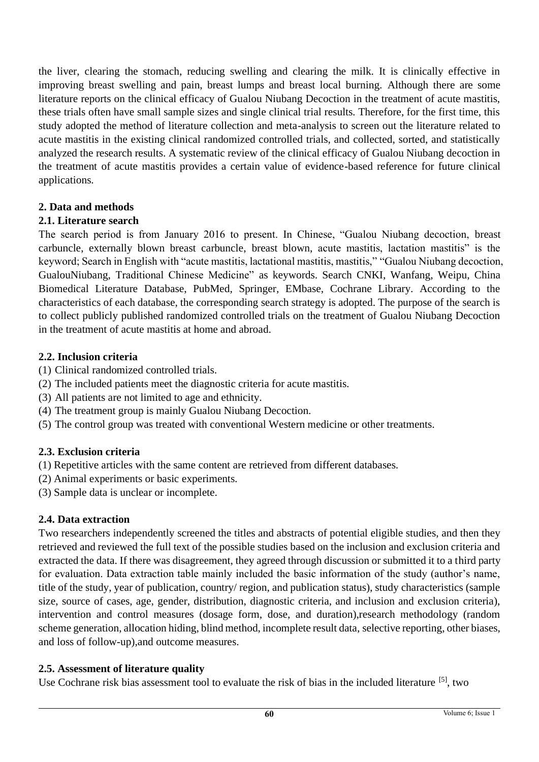the liver, clearing the stomach, reducing swelling and clearing the milk. It is clinically effective in improving breast swelling and pain, breast lumps and breast local burning. Although there are some literature reports on the clinical efficacy of Gualou Niubang Decoction in the treatment of acute mastitis, these trials often have small sample sizes and single clinical trial results. Therefore, for the first time, this study adopted the method of literature collection and meta-analysis to screen out the literature related to acute mastitis in the existing clinical randomized controlled trials, and collected, sorted, and statistically analyzed the research results. A systematic review of the clinical efficacy of Gualou Niubang decoction in the treatment of acute mastitis provides a certain value of evidence-based reference for future clinical applications.

## 2. Data and methods

### 2.1. Literature search

The search period is from January 2016 to present. In Chinese, "Gualou Niubang decoction, breast carbuncle, externally blown breast carbuncle, breast blown, acute mastitis, lactation mastitis" is the keyword; Search in English with "acute mastitis, lactational mastitis, mastitis," "Gualou Niubang decoction, GualouNiubang, Traditional Chinese Medicine" as keywords. Search CNKI, Wanfang, Weipu, China Biomedical Literature Database, PubMed, Springer, EMbase, Cochrane Library. According to the characteristics of each database, the corresponding search strategy is adopted. The purpose of the search is to collect publicly published randomized controlled trials on the treatment of Gualou Niubang Decoction in the treatment of acute mastitis at home and abroad.

### 2.2. Inclusion criteria

(1) Clinical randomized controlled trials.
(2) The included patients meet the diagnostic criteria for acute mastitis.
(3) All patients are not limited to age and ethnicity.
(4) The treatment group is mainly Gualou Niubang Decoction.
(5) The control group was treated with conventional Western medicine or other treatments.

### 2.3. Exclusion criteria

(1) Repetitive articles with the same content are retrieved from different databases.
(2) Animal experiments or basic experiments.
(3) Sample data is unclear or incomplete.

### 2.4. Data extraction

Two researchers independently screened the titles and abstracts of potential eligible studies, and then they retrieved and reviewed the full text of the possible studies based on the inclusion and exclusion criteria and extracted the data. If there was disagreement, they agreed through discussion or submitted it to a third party for evaluation. Data extraction table mainly included the basic information of the study (author's name, title of the study, year of publication, country/ region, and publication status), study characteristics (sample size, source of cases, age, gender, distribution, diagnostic criteria, and inclusion and exclusion criteria), intervention and control measures (dosage form, dose, and duration),research methodology (random scheme generation, allocation hiding, blind method, incomplete result data, selective reporting, other biases, and loss of follow-up),and outcome measures.

### 2.5. Assessment of literature quality

Use Cochrane risk bias assessment tool to evaluate the risk of bias in the included literature [5], two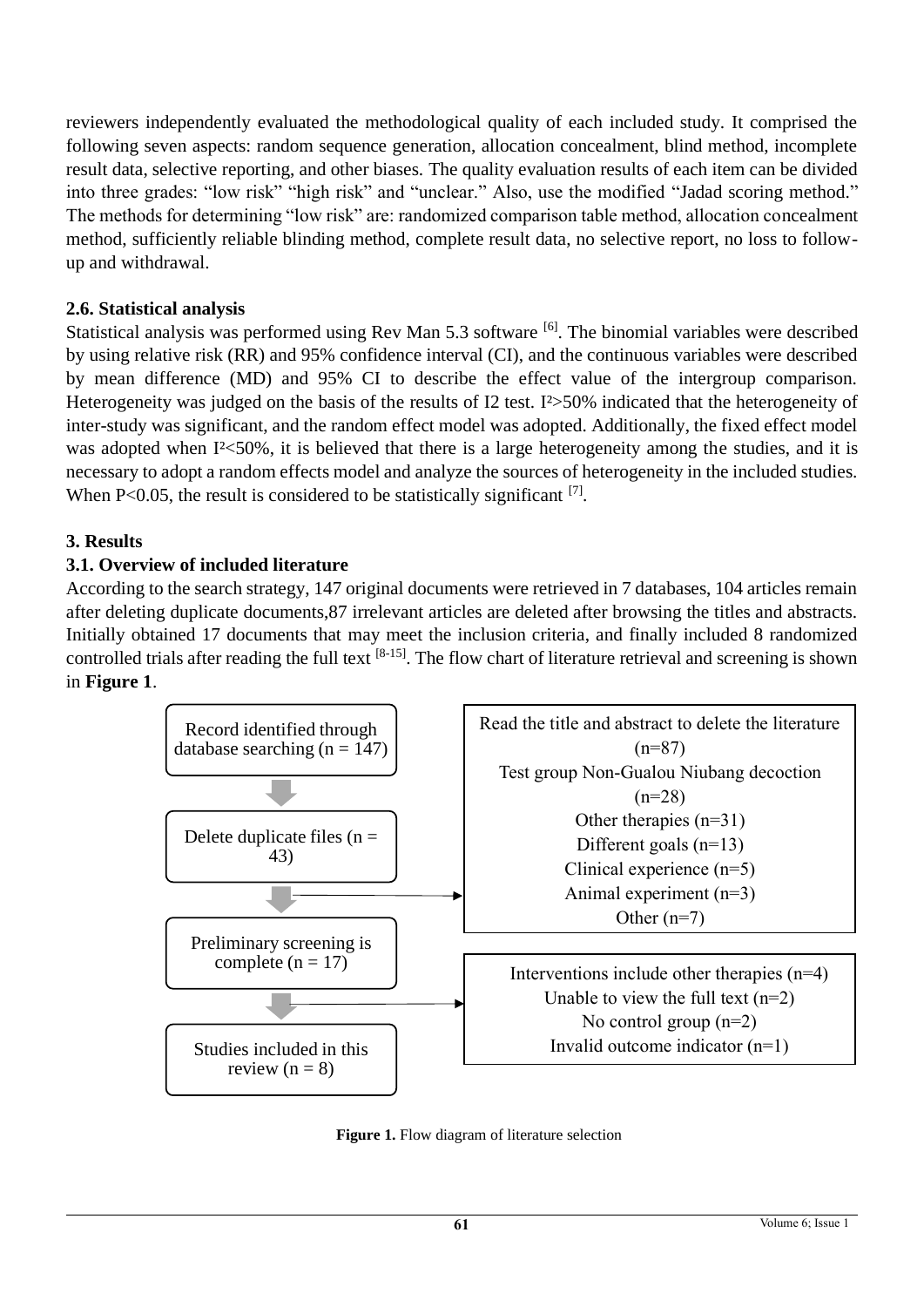reviewers independently evaluated the methodological quality of each included study. It comprised the following seven aspects: random sequence generation, allocation concealment, blind method, incomplete result data, selective reporting, and other biases. The quality evaluation results of each item can be divided into three grades: "low risk" "high risk" and "unclear." Also, use the modified "Jadad scoring method." The methods for determining "low risk" are: randomized comparison table method, allocation concealment method, sufficiently reliable blinding method, complete result data, no selective report, no loss to follow-up and withdrawal.

### 2.6. Statistical analysis

Statistical analysis was performed using Rev Man 5.3 software [6]. The binomial variables were described by using relative risk (RR) and 95% confidence interval (CI), and the continuous variables were described by mean difference (MD) and 95% CI to describe the effect value of the intergroup comparison. Heterogeneity was judged on the basis of the results of I2 test. $I^2>50\%$ indicated that the heterogeneity of inter-study was significant, and the random effect model was adopted. Additionally, the fixed effect model was adopted when $I^2<50\%$, it is believed that there is a large heterogeneity among the studies, and it is necessary to adopt a random effects model and analyze the sources of heterogeneity in the included studies. When $P<0.05$, the result is considered to be statistically significant [7].

## 3. Results

### 3.1. Overview of included literature

According to the search strategy, 147 original documents were retrieved in 7 databases, 104 articles remain after deleting duplicate documents,87 irrelevant articles are deleted after browsing the titles and abstracts. Initially obtained 17 documents that may meet the inclusion criteria, and finally included 8 randomized controlled trials after reading the full text [8-15]. The flow chart of literature retrieval and screening is shown in **Figure 1**.

Record identified through database searching (n = 147)

Delete duplicate files (n = 43)

Read the title and abstract to delete the literature (n=87)
Test group Non-Gualou Niubang decoction (n=28)
Other therapies (n=31)
Different goals (n=13)
Clinical experience (n=5)
Animal experiment (n=3)
Other (n=7)

Preliminary screening is complete (n = 17)

Interventions include other therapies (n=4)
Unable to view the full text (n=2)
No control group (n=2)
Invalid outcome indicator (n=1)

Studies included in this review (n = 8)

**Figure 1.** Flow diagram of literature selection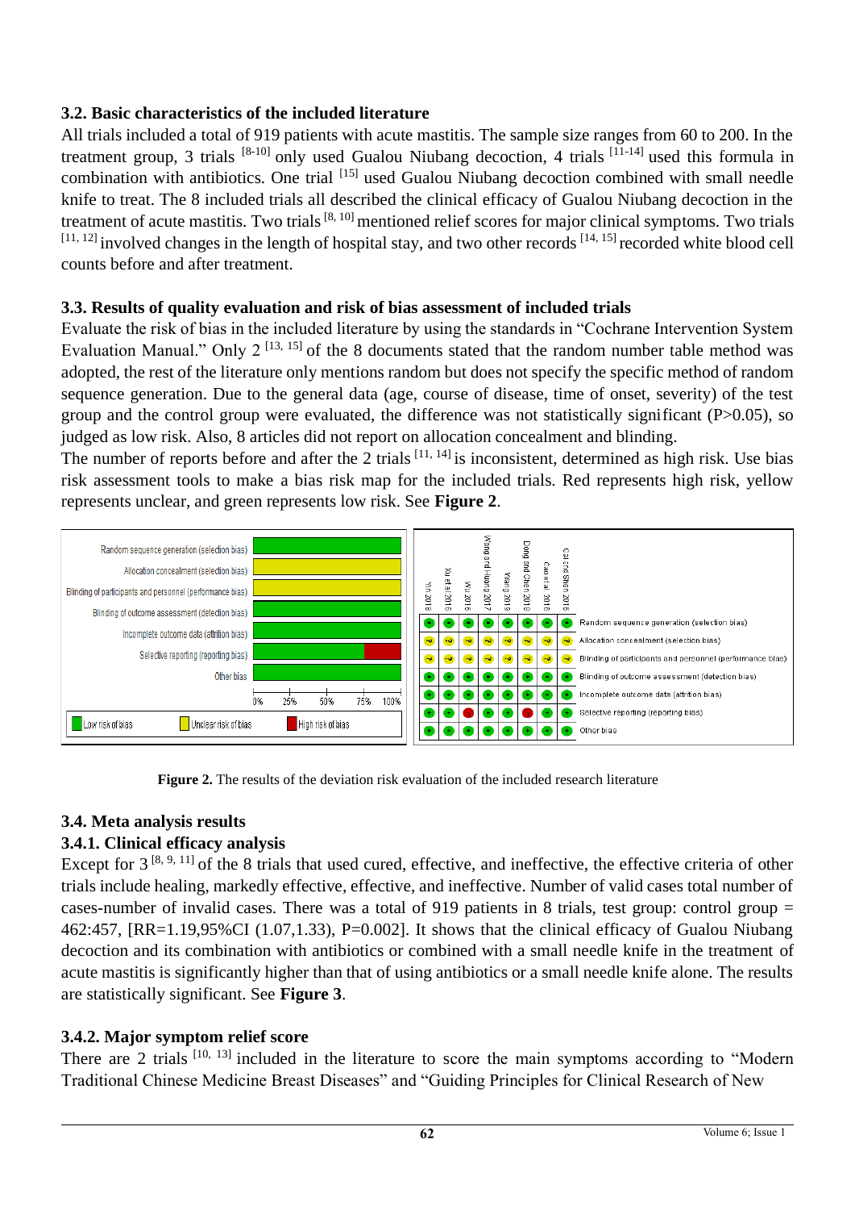### 3.2. Basic characteristics of the included literature

All trials included a total of 919 patients with acute mastitis. The sample size ranges from 60 to 200. In the treatment group, 3 trials [8-10] only used Gualou Niubang decoction, 4 trials [11-14] used this formula in combination with antibiotics. One trial [15] used Gualou Niubang decoction combined with small needle knife to treat. The 8 included trials all described the clinical efficacy of Gualou Niubang decoction in the treatment of acute mastitis. Two trials [8, 10] mentioned relief scores for major clinical symptoms. Two trials [11, 12] involved changes in the length of hospital stay, and two other records [14, 15] recorded white blood cell counts before and after treatment.

### 3.3. Results of quality evaluation and risk of bias assessment of included trials

Evaluate the risk of bias in the included literature by using the standards in "Cochrane Intervention System Evaluation Manual." Only 2 [13, 15] of the 8 documents stated that the random number table method was adopted, the rest of the literature only mentions random but does not specify the specific method of random sequence generation. Due to the general data (age, course of disease, time of onset, severity) of the test group and the control group were evaluated, the difference was not statistically significant (P>0.05), so judged as low risk. Also, 8 articles did not report on allocation concealment and blinding.

The number of reports before and after the 2 trials [11, 14] is inconsistent, determined as high risk. Use bias risk assessment tools to make a bias risk map for the included trials. Red represents high risk, yellow represents unclear, and green represents low risk. See **Figure 2**.

**Figure 2.** The results of the deviation risk evaluation of the included research literature

### 3.4. Meta analysis results

#### 3.4.1. Clinical efficacy analysis

Except for 3 [8, 9, 11] of the 8 trials that used cured, effective, and ineffective, the effective criteria of other trials include healing, markedly effective, effective, and ineffective. Number of valid cases total number of cases-number of invalid cases. There was a total of 919 patients in 8 trials, test group: control group = 462:457, [RR=1.19,95%CI (1.07,1.33), P=0.002]. It shows that the clinical efficacy of Gualou Niubang decoction and its combination with antibiotics or combined with a small needle knife in the treatment of acute mastitis is significantly higher than that of using antibiotics or a small needle knife alone. The results are statistically significant. See **Figure 3**.

#### 3.4.2. Major symptom relief score

There are 2 trials [10, 13] included in the literature to score the main symptoms according to "Modern Traditional Chinese Medicine Breast Diseases" and "Guiding Principles for Clinical Research of New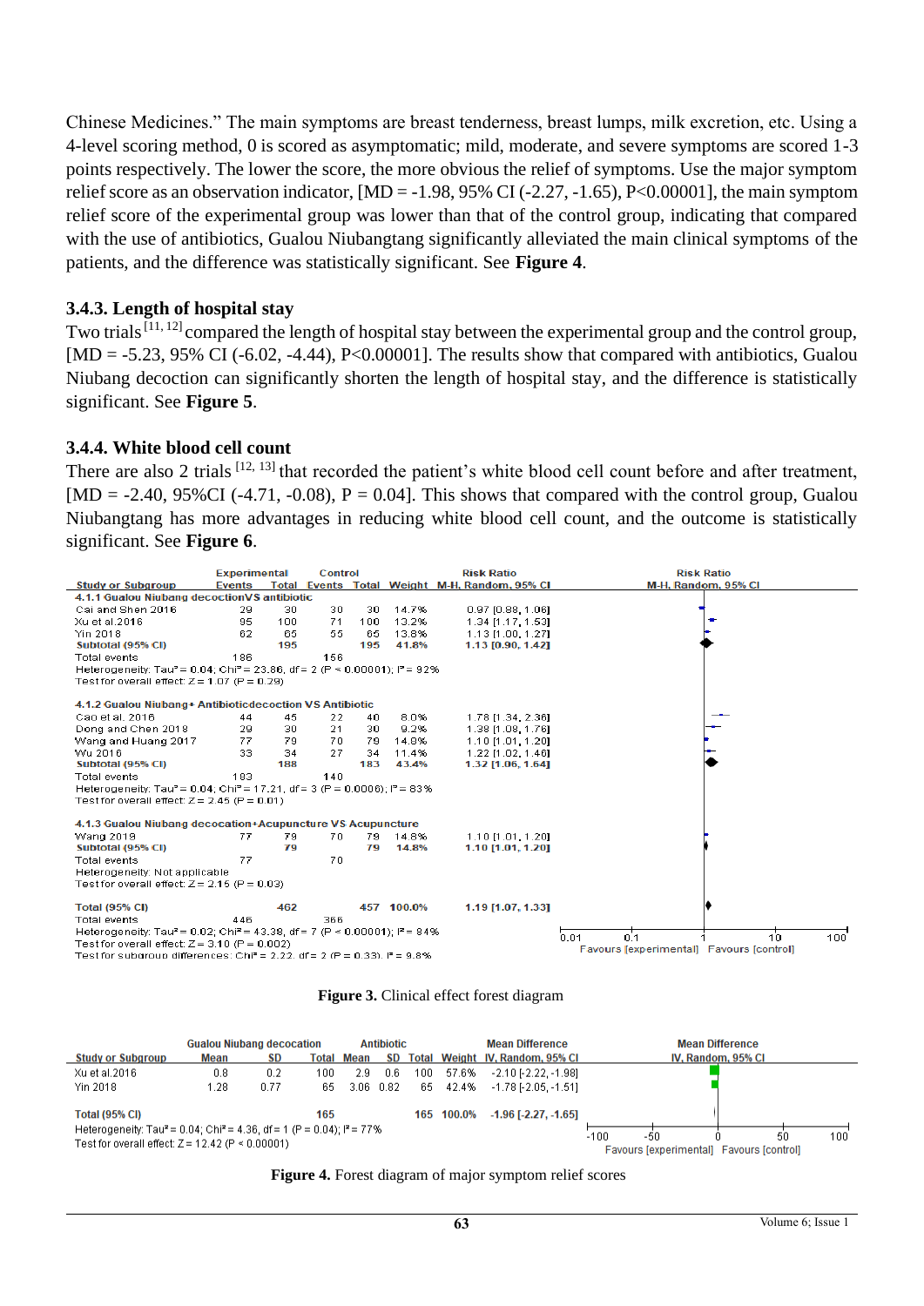Chinese Medicines." The main symptoms are breast tenderness, breast lumps, milk excretion, etc. Using a 4-level scoring method, 0 is scored as asymptomatic; mild, moderate, and severe symptoms are scored 1-3 points respectively. The lower the score, the more obvious the relief of symptoms. Use the major symptom relief score as an observation indicator, [MD = -1.98, 95% CI (-2.27, -1.65), P<0.00001], the main symptom relief score of the experimental group was lower than that of the control group, indicating that compared with the use of antibiotics, Gualou Niubangtang significantly alleviated the main clinical symptoms of the patients, and the difference was statistically significant. See **Figure 4**.

### 3.4.3. Length of hospital stay

Two trials [11, 12] compared the length of hospital stay between the experimental group and the control group, [MD = -5.23, 95% CI (-6.02, -4.44), P<0.00001]. The results show that compared with antibiotics, Gualou Niubang decoction can significantly shorten the length of hospital stay, and the difference is statistically significant. See **Figure 5**.

### 3.4.4. White blood cell count

There are also 2 trials [12, 13] that recorded the patient's white blood cell count before and after treatment, [MD = -2.40, 95%CI (-4.71, -0.08), P = 0.04]. This shows that compared with the control group, Gualou Niubangtang has more advantages in reducing white blood cell count, and the outcome is statistically significant. See **Figure 6**.

| Study or Subgroup | Experimental Events | Experimental Total | Control Events | Control Total | Weight | Risk Ratio M-H, Random, 95% CI |
|---|---|---|---|---|---|---|
| **4.1.1 Gualou Niubang decoctionVS antibiotic** | | | | | | |
| Cai and Shen 2016 | 29 | 30 | 30 | 30 | 14.7% | 0.97 [0.88, 1.06] |
| Xu et al.2016 | 95 | 100 | 71 | 100 | 13.2% | 1.34 [1.17, 1.53] |
| Yin 2018 | 62 | 65 | 55 | 65 | 13.8% | 1.13 [1.00, 1.27] |
| **Subtotal (95% CI)** | | **195** | | **195** | **41.8%** | **1.13 [0.90, 1.42]** |
| Total events | 186 | | 156 | | | |
| Heterogeneity: Tau² = 0.04; Chi² = 23.86, df = 2 (P < 0.00001); I² = 92% | | | | | | |
| Test for overall effect: Z = 1.07 (P = 0.29) | | | | | | |
| **4.1.2 Gualou Niubang+ Antibioticdecoction VS Antibiotic** | | | | | | |
| Cao et al. 2016 | 44 | 45 | 22 | 40 | 8.0% | 1.78 [1.34, 2.36] |
| Dong and Chen 2018 | 29 | 30 | 21 | 30 | 9.2% | 1.38 [1.08, 1.76] |
| Wang and Huang 2017 | 77 | 79 | 70 | 79 | 14.8% | 1.10 [1.01, 1.20] |
| Wu 2016 | 33 | 34 | 27 | 34 | 11.4% | 1.22 [1.02, 1.46] |
| **Subtotal (95% CI)** | | **188** | | **183** | **43.4%** | **1.32 [1.06, 1.64]** |
| Total events | 183 | | 140 | | | |
| Heterogeneity: Tau² = 0.04; Chi² = 17.21, df = 3 (P = 0.0006); I² = 83% | | | | | | |
| Test for overall effect: Z = 2.45 (P = 0.01) | | | | | | |
| **4.1.3 Gualou Niubang decocation+Acupuncture VS Acupuncture** | | | | | | |
| Wang 2019 | 77 | 79 | 70 | 79 | 14.8% | 1.10 [1.01, 1.20] |
| **Subtotal (95% CI)** | | **79** | | **79** | **14.8%** | **1.10 [1.01, 1.20]** |
| Total events | 77 | | 70 | | | |
| Heterogeneity: Not applicable | | | | | | |
| Test for overall effect: Z = 2.15 (P = 0.03) | | | | | | |
| **Total (95% CI)** | | **462** | | **457** | **100.0%** | **1.19 [1.07, 1.33]** |
| Total events | 446 | | 366 | | | |
| Heterogeneity: Tau² = 0.02; Chi² = 43.38, df = 7 (P < 0.00001); I² = 84% | | | | | | |
| Test for overall effect: Z = 3.10 (P = 0.002) | | | | | | |
| Test for subgroup differences: Chi² = 2.22, df = 2 (P = 0.33), I² = 9.8% | | | | | | |

Favours [experimental] Favours [control]

**Figure 3.** Clinical effect forest diagram

| Study or Subgroup | Gualou Niubang decoction Mean | SD | Total | Antibiotic Mean | SD | Total | Weight | Mean Difference IV, Random, 95% CI |
|---|---|---|---|---|---|---|---|---|
| Xu et al.2016 | 0.8 | 0.2 | 100 | 2.9 | 0.6 | 100 | 57.6% | -2.10 [-2.22, -1.98] |
| Yin 2018 | 1.28 | 0.77 | 65 | 3.06 | 0.82 | 65 | 42.4% | -1.78 [-2.05, -1.51] |
| **Total (95% CI)** | | | **165** | | | **165** | **100.0%** | **-1.96 [-2.27, -1.65]** |
| Heterogeneity: Tau² = 0.04; Chi² = 4.36, df = 1 (P = 0.04); I² = 77% | | | | | | | | |
| Test for overall effect: Z = 12.42 (P < 0.00001) | | | | | | | | |

Favours [experimental] Favours [control]

**Figure 4.** Forest diagram of major symptom relief scores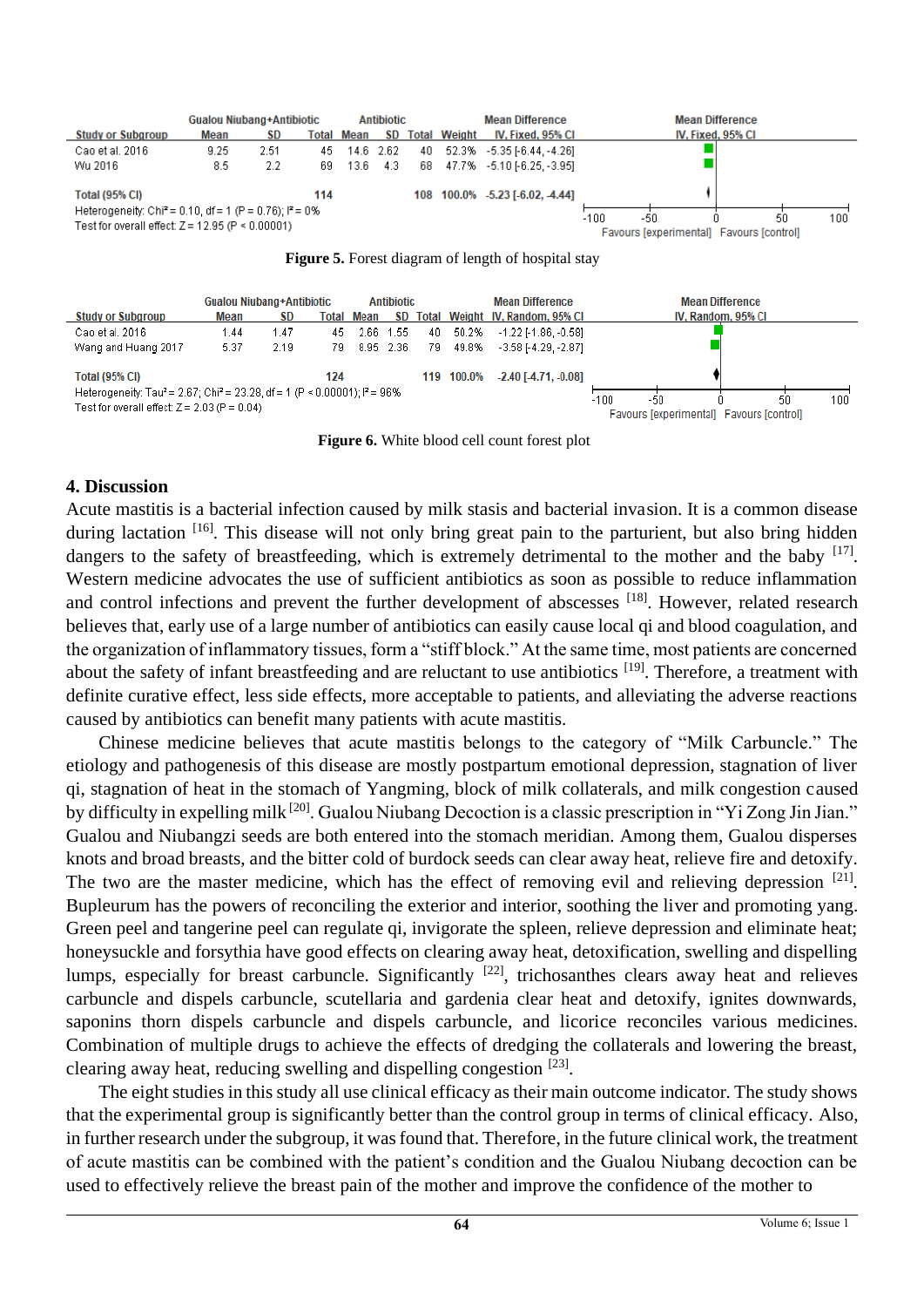| Study or Subgroup | Gualou Niubang+Antibiotic Mean | SD | Total | Antibiotic Mean | SD | Total | Weight | Mean Difference IV, Fixed, 95% CI |
|---|---|---|---|---|---|---|---|---|
| Cao et al. 2016 | 9.25 | 2.51 | 45 | 14.6 | 2.62 | 40 | 52.3% | -5.35 [-6.44, -4.26] |
| Wu 2016 | 8.5 | 2.2 | 69 | 13.6 | 4.3 | 68 | 47.7% | -5.10 [-6.25, -3.95] |
| Total (95% CI) | | | 114 | | | 108 | 100.0% | -5.23 [-6.02, -4.44] |

Heterogeneity: $Chi^2 = 0.10$, df = 1 (P = 0.76); $I^2 = 0\%$
Test for overall effect: Z = 12.95 (P < 0.00001)

**Figure 5.** Forest diagram of length of hospital stay

| Study or Subgroup | Gualou Niubang+Antibiotic Mean | SD | Total | Antibiotic Mean | SD | Total | Weight | Mean Difference IV, Random, 95% CI |
|---|---|---|---|---|---|---|---|---|
| Cao et al. 2016 | 1.44 | 1.47 | 45 | 2.66 | 1.55 | 40 | 50.2% | -1.22 [-1.86, -0.58] |
| Wang and Huang 2017 | 5.37 | 2.19 | 79 | 8.95 | 2.36 | 79 | 49.8% | -3.58 [-4.29, -2.87] |
| Total (95% CI) | | | 124 | | | 119 | 100.0% | -2.40 [-4.71, -0.08] |

Heterogeneity: $Tau^2 = 2.67$; $Chi^2 = 23.28$, df = 1 (P < 0.00001); $I^2 = 96\%$
Test for overall effect: Z = 2.03 (P = 0.04)

**Figure 6.** White blood cell count forest plot

## 4. Discussion

Acute mastitis is a bacterial infection caused by milk stasis and bacterial invasion. It is a common disease during lactation [16]. This disease will not only bring great pain to the parturient, but also bring hidden dangers to the safety of breastfeeding, which is extremely detrimental to the mother and the baby [17]. Western medicine advocates the use of sufficient antibiotics as soon as possible to reduce inflammation and control infections and prevent the further development of abscesses [18]. However, related research believes that, early use of a large number of antibiotics can easily cause local qi and blood coagulation, and the organization of inflammatory tissues, form a "stiff block." At the same time, most patients are concerned about the safety of infant breastfeeding and are reluctant to use antibiotics [19]. Therefore, a treatment with definite curative effect, less side effects, more acceptable to patients, and alleviating the adverse reactions caused by antibiotics can benefit many patients with acute mastitis.

Chinese medicine believes that acute mastitis belongs to the category of "Milk Carbuncle." The etiology and pathogenesis of this disease are mostly postpartum emotional depression, stagnation of liver qi, stagnation of heat in the stomach of Yangming, block of milk collaterals, and milk congestion caused by difficulty in expelling milk [20]. Gualou Niubang Decoction is a classic prescription in "Yi Zong Jin Jian." Gualou and Niubangzi seeds are both entered into the stomach meridian. Among them, Gualou disperses knots and broad breasts, and the bitter cold of burdock seeds can clear away heat, relieve fire and detoxify. The two are the master medicine, which has the effect of removing evil and relieving depression [21]. Bupleurum has the powers of reconciling the exterior and interior, soothing the liver and promoting yang. Green peel and tangerine peel can regulate qi, invigorate the spleen, relieve depression and eliminate heat; honeysuckle and forsythia have good effects on clearing away heat, detoxification, swelling and dispelling lumps, especially for breast carbuncle. Significantly [22], trichosanthes clears away heat and relieves carbuncle and dispels carbuncle, scutellaria and gardenia clear heat and detoxify, ignites downwards, saponins thorn dispels carbuncle and dispels carbuncle, and licorice reconciles various medicines. Combination of multiple drugs to achieve the effects of dredging the collaterals and lowering the breast, clearing away heat, reducing swelling and dispelling congestion [23].

The eight studies in this study all use clinical efficacy as their main outcome indicator. The study shows that the experimental group is significantly better than the control group in terms of clinical efficacy. Also, in further research under the subgroup, it was found that. Therefore, in the future clinical work, the treatment of acute mastitis can be combined with the patient's condition and the Gualou Niubang decoction can be used to effectively relieve the breast pain of the mother and improve the confidence of the mother to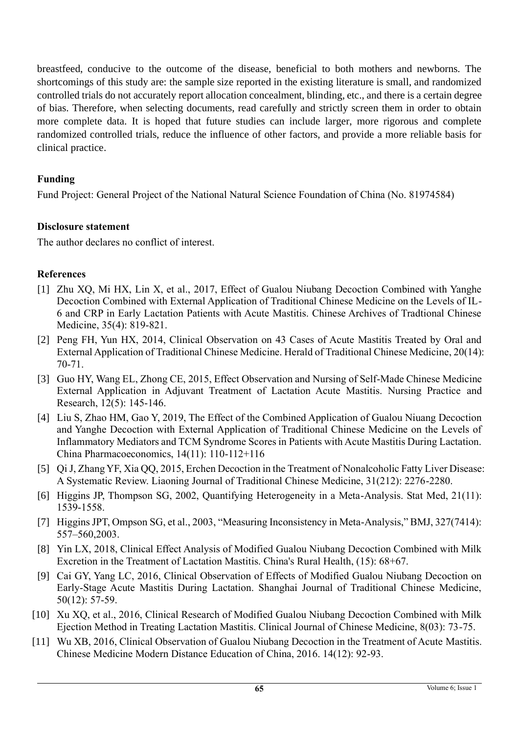breastfeed, conducive to the outcome of the disease, beneficial to both mothers and newborns. The shortcomings of this study are: the sample size reported in the existing literature is small, and randomized controlled trials do not accurately report allocation concealment, blinding, etc., and there is a certain degree of bias. Therefore, when selecting documents, read carefully and strictly screen them in order to obtain more complete data. It is hoped that future studies can include larger, more rigorous and complete randomized controlled trials, reduce the influence of other factors, and provide a more reliable basis for clinical practice.

## Funding

Fund Project: General Project of the National Natural Science Foundation of China (No. 81974584)

## Disclosure statement

The author declares no conflict of interest.

## References

[1] Zhu XQ, Mi HX, Lin X, et al., 2017, Effect of Gualou Niubang Decoction Combined with Yanghe Decoction Combined with External Application of Traditional Chinese Medicine on the Levels of IL-6 and CRP in Early Lactation Patients with Acute Mastitis. Chinese Archives of Tradtional Chinese Medicine, 35(4): 819-821.

[2] Peng FH, Yun HX, 2014, Clinical Observation on 43 Cases of Acute Mastitis Treated by Oral and External Application of Traditional Chinese Medicine. Herald of Traditional Chinese Medicine, 20(14): 70-71.

[3] Guo HY, Wang EL, Zhong CE, 2015, Effect Observation and Nursing of Self-Made Chinese Medicine External Application in Adjuvant Treatment of Lactation Acute Mastitis. Nursing Practice and Research, 12(5): 145-146.

[4] Liu S, Zhao HM, Gao Y, 2019, The Effect of the Combined Application of Gualou Niuang Decoction and Yanghe Decoction with External Application of Traditional Chinese Medicine on the Levels of Inflammatory Mediators and TCM Syndrome Scores in Patients with Acute Mastitis During Lactation. China Pharmacoeconomics, 14(11): 110-112+116

[5] Qi J, Zhang YF, Xia QQ, 2015, Erchen Decoction in the Treatment of Nonalcoholic Fatty Liver Disease: A Systematic Review. Liaoning Journal of Traditional Chinese Medicine, 31(212): 2276-2280.

[6] Higgins JP, Thompson SG, 2002, Quantifying Heterogeneity in a Meta-Analysis. Stat Med, 21(11): 1539-1558.

[7] Higgins JPT, Ompson SG, et al., 2003, "Measuring Inconsistency in Meta-Analysis," BMJ, 327(7414): 557–560,2003.

[8] Yin LX, 2018, Clinical Effect Analysis of Modified Gualou Niubang Decoction Combined with Milk Excretion in the Treatment of Lactation Mastitis. China's Rural Health, (15): 68+67.

[9] Cai GY, Yang LC, 2016, Clinical Observation of Effects of Modified Gualou Niubang Decoction on Early-Stage Acute Mastitis During Lactation. Shanghai Journal of Traditional Chinese Medicine, 50(12): 57-59.

[10] Xu XQ, et al., 2016, Clinical Research of Modified Gualou Niubang Decoction Combined with Milk Ejection Method in Treating Lactation Mastitis. Clinical Journal of Chinese Medicine, 8(03): 73-75.

[11] Wu XB, 2016, Clinical Observation of Gualou Niubang Decoction in the Treatment of Acute Mastitis. Chinese Medicine Modern Distance Education of China, 2016. 14(12): 92-93.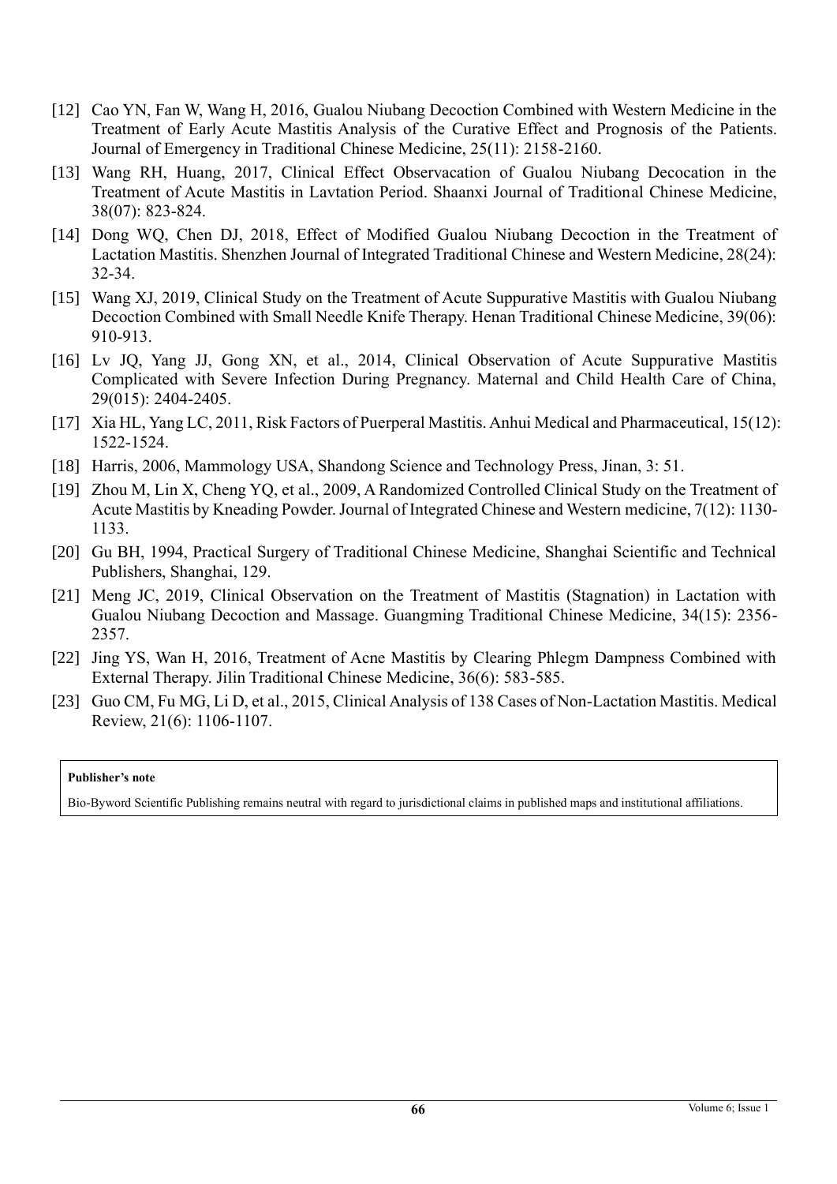[12] Cao YN, Fan W, Wang H, 2016, Gualou Niubang Decoction Combined with Western Medicine in the Treatment of Early Acute Mastitis Analysis of the Curative Effect and Prognosis of the Patients. Journal of Emergency in Traditional Chinese Medicine, 25(11): 2158-2160.

[13] Wang RH, Huang, 2017, Clinical Effect Observacation of Gualou Niubang Decocation in the Treatment of Acute Mastitis in Lavtation Period. Shaanxi Journal of Traditional Chinese Medicine, 38(07): 823-824.

[14] Dong WQ, Chen DJ, 2018, Effect of Modified Gualou Niubang Decoction in the Treatment of Lactation Mastitis. Shenzhen Journal of Integrated Traditional Chinese and Western Medicine, 28(24): 32-34.

[15] Wang XJ, 2019, Clinical Study on the Treatment of Acute Suppurative Mastitis with Gualou Niubang Decoction Combined with Small Needle Knife Therapy. Henan Traditional Chinese Medicine, 39(06): 910-913.

[16] Lv JQ, Yang JJ, Gong XN, et al., 2014, Clinical Observation of Acute Suppurative Mastitis Complicated with Severe Infection During Pregnancy. Maternal and Child Health Care of China, 29(015): 2404-2405.

[17] Xia HL, Yang LC, 2011, Risk Factors of Puerperal Mastitis. Anhui Medical and Pharmaceutical, 15(12): 1522-1524.

[18] Harris, 2006, Mammology USA, Shandong Science and Technology Press, Jinan, 3: 51.

[19] Zhou M, Lin X, Cheng YQ, et al., 2009, A Randomized Controlled Clinical Study on the Treatment of Acute Mastitis by Kneading Powder. Journal of Integrated Chinese and Western medicine, 7(12): 1130-1133.

[20] Gu BH, 1994, Practical Surgery of Traditional Chinese Medicine, Shanghai Scientific and Technical Publishers, Shanghai, 129.

[21] Meng JC, 2019, Clinical Observation on the Treatment of Mastitis (Stagnation) in Lactation with Gualou Niubang Decoction and Massage. Guangming Traditional Chinese Medicine, 34(15): 2356-2357.

[22] Jing YS, Wan H, 2016, Treatment of Acne Mastitis by Clearing Phlegm Dampness Combined with External Therapy. Jilin Traditional Chinese Medicine, 36(6): 583-585.

[23] Guo CM, Fu MG, Li D, et al., 2015, Clinical Analysis of 138 Cases of Non-Lactation Mastitis. Medical Review, 21(6): 1106-1107.

**Publisher's note**

Bio-Byword Scientific Publishing remains neutral with regard to jurisdictional claims in published maps and institutional affiliations.